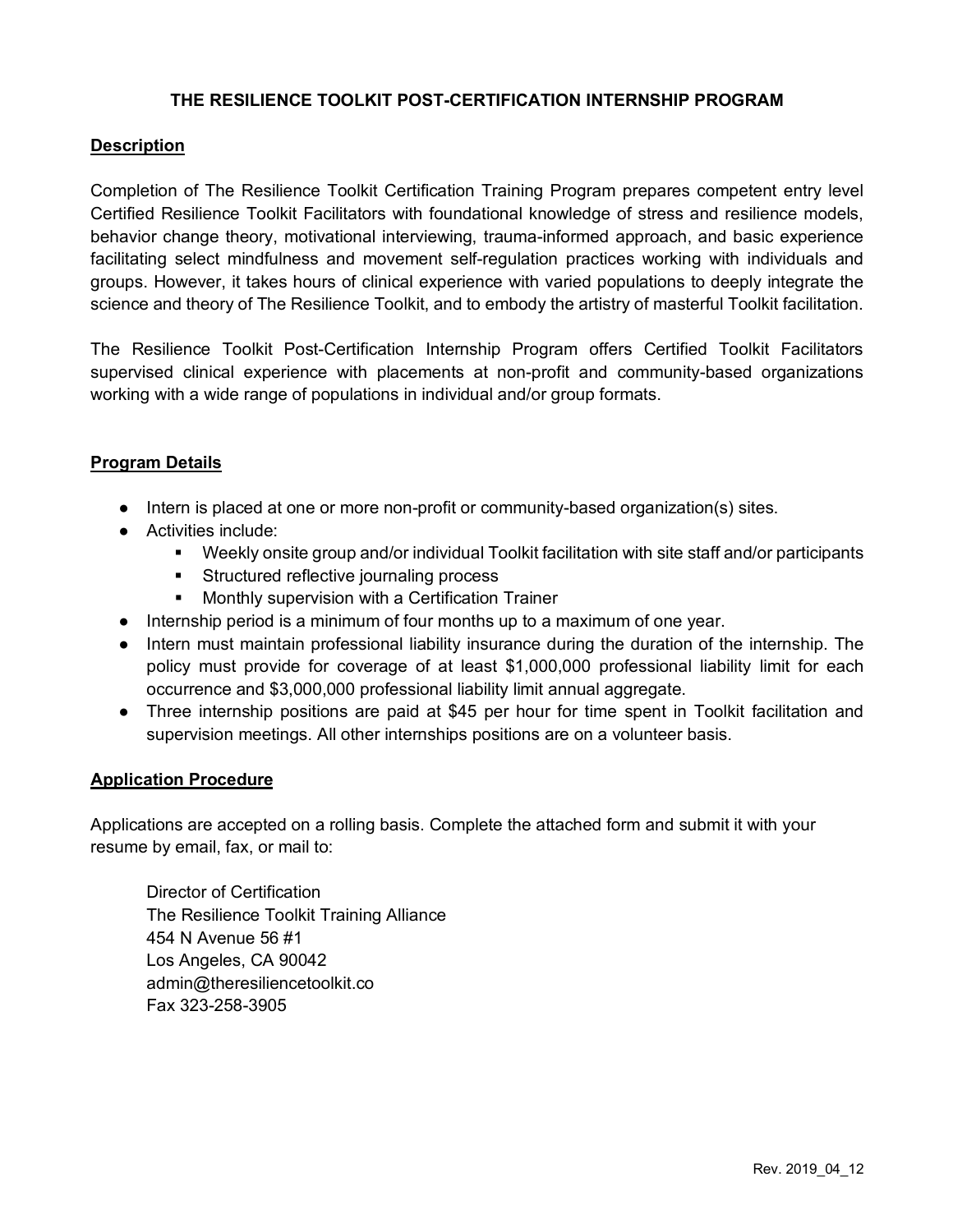# THE RESILIENCE TOOLKIT POST-CERTIFICATION INTERNSHIP PROGRAM

## Description

Completion of The Resilience Toolkit Certification Training Program prepares competent entry level Certified Resilience Toolkit Facilitators with foundational knowledge of stress and resilience models, behavior change theory, motivational interviewing, trauma-informed approach, and basic experience facilitating select mindfulness and movement self-regulation practices working with individuals and groups. However, it takes hours of clinical experience with varied populations to deeply integrate the science and theory of The Resilience Toolkit, and to embody the artistry of masterful Toolkit facilitation.

The Resilience Toolkit Post-Certification Internship Program offers Certified Toolkit Facilitators supervised clinical experience with placements at non-profit and community-based organizations working with a wide range of populations in individual and/or group formats.

## Program Details

- Intern is placed at one or more non-profit or community-based organization(s) sites.
- Activities include:
  - Weekly onsite group and/or individual Toolkit facilitation with site staff and/or participants
  - Structured reflective journaling process
  - Monthly supervision with a Certification Trainer
- Internship period is a minimum of four months up to a maximum of one year.
- Intern must maintain professional liability insurance during the duration of the internship. The policy must provide for coverage of at least $1,000,000 professional liability limit for each occurrence and $3,000,000 professional liability limit annual aggregate.
- Three internship positions are paid at $45 per hour for time spent in Toolkit facilitation and supervision meetings. All other internships positions are on a volunteer basis.

## Application Procedure

Applications are accepted on a rolling basis. Complete the attached form and submit it with your resume by email, fax, or mail to:

Director of Certification
The Resilience Toolkit Training Alliance
454 N Avenue 56 #1
Los Angeles, CA 90042
admin@theresiliencetoolkit.co
Fax 323-258-3905

Rev. 2019_04_12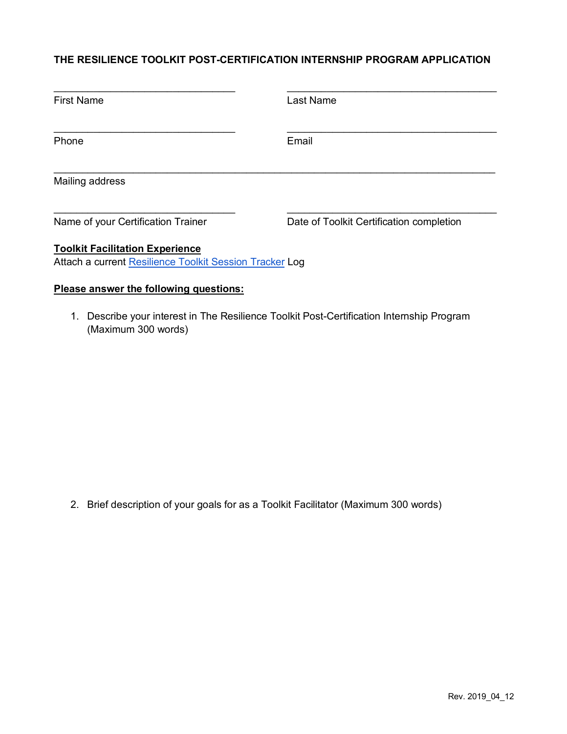**THE RESILIENCE TOOLKIT POST-CERTIFICATION INTERNSHIP PROGRAM APPLICATION**

| | |
|---|---|
| ________________________________ | ________________________________ |
| First Name | Last Name |
| ________________________________ | ________________________________ |
| Phone | Email |

_____________________________________________________________________________

Mailing address

| | |
|---|---|
| ________________________________ | ________________________________ |
| Name of your Certification Trainer | Date of Toolkit Certification completion |

**Toolkit Facilitation Experience**

Attach a current [Resilience Toolkit Session Tracker]() Log

**Please answer the following questions:**

1. Describe your interest in The Resilience Toolkit Post-Certification Internship Program (Maximum 300 words)

2. Brief description of your goals for as a Toolkit Facilitator (Maximum 300 words)

Rev. 2019_04_12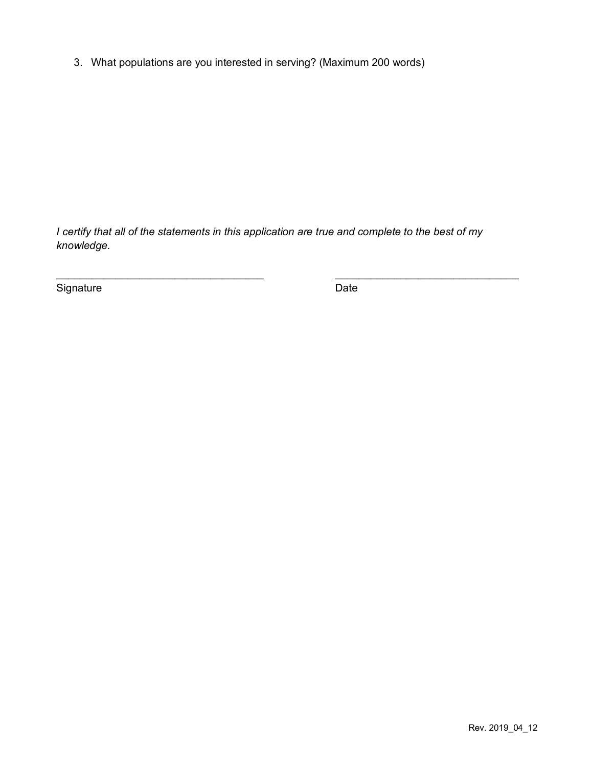3. What populations are you interested in serving? (Maximum 200 words)

*I certify that all of the statements in this application are true and complete to the best of my knowledge.*

\_\_\_\_\_\_\_\_\_\_\_\_\_\_\_\_\_\_\_\_\_\_\_\_\_\_\_\_\_\_\_\_\_\_\_\_ \_\_\_\_\_\_\_\_\_\_\_\_\_\_\_\_\_\_\_\_\_\_\_\_\_\_\_\_\_\_\_\_

Signature Date

Rev. 2019_04_12